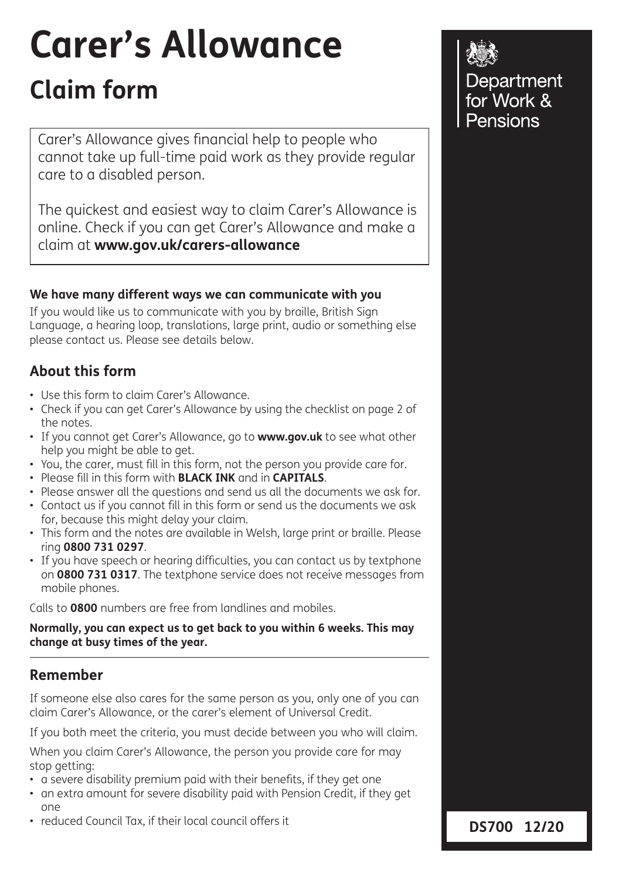# Carer's Allowance

## Claim form

Carer's Allowance gives financial help to people who cannot take up full-time paid work as they provide regular care to a disabled person.

The quickest and easiest way to claim Carer's Allowance is online. Check if you can get Carer's Allowance and make a claim at **www.gov.uk/carers-allowance**

Department for Work & Pensions

**We have many different ways we can communicate with you**

If you would like us to communicate with you by braille, British Sign Language, a hearing loop, translations, large print, audio or something else please contact us. Please see details below.

### About this form

- Use this form to claim Carer's Allowance.
- Check if you can get Carer's Allowance by using the checklist on page 2 of the notes.
- If you cannot get Carer's Allowance, go to **www.gov.uk** to see what other help you might be able to get.
- You, the carer, must fill in this form, not the person you provide care for.
- Please fill in this form with **BLACK INK** and in **CAPITALS**.
- Please answer all the questions and send us all the documents we ask for.
- Contact us if you cannot fill in this form or send us the documents we ask for, because this might delay your claim.
- This form and the notes are available in Welsh, large print or braille. Please ring **0800 731 0297**.
- If you have speech or hearing difficulties, you can contact us by textphone on **0800 731 0317**. The textphone service does not receive messages from mobile phones.

Calls to **0800** numbers are free from landlines and mobiles.

**Normally, you can expect us to get back to you within 6 weeks. This may change at busy times of the year.**

### Remember

If someone else also cares for the same person as you, only one of you can claim Carer's Allowance, or the carer's element of Universal Credit.

If you both meet the criteria, you must decide between you who will claim.

When you claim Carer's Allowance, the person you provide care for may stop getting:

- a severe disability premium paid with their benefits, if they get one
- an extra amount for severe disability paid with Pension Credit, if they get one
- reduced Council Tax, if their local council offers it

**DS700 12/20**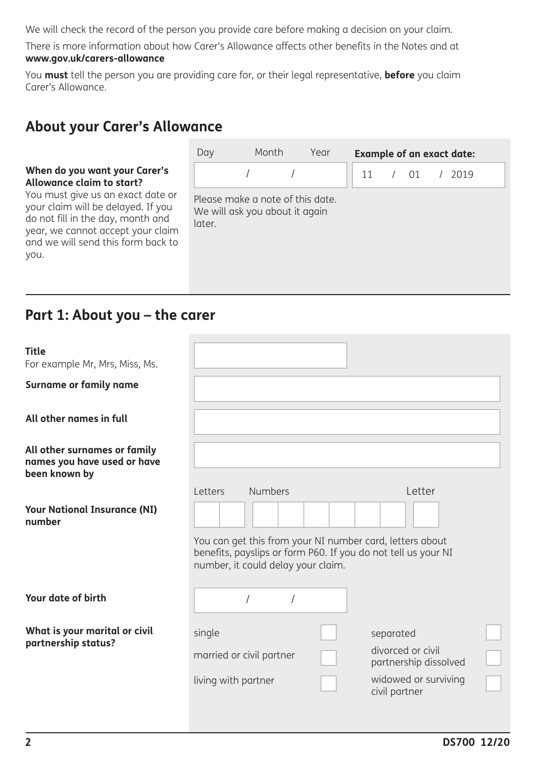We will check the record of the person you provide care before making a decision on your claim.

There is more information about how Carer's Allowance affects other benefits in the Notes and at **www.gov.uk/carers-allowance**

You **must** tell the person you are providing care for, or their legal representative, **before** you claim Carer's Allowance.

## About your Carer's Allowance

**When do you want your Carer's Allowance claim to start?**
You must give us an exact date or your claim will be delayed. If you do not fill in the day, month and year, we cannot accept your claim and we will send this form back to you.

Day / Month / Year: ____ / ____ / ____

**Example of an exact date:** 11 / 01 / 2019

Please make a note of this date. We will ask you about it again later.

## Part 1: About you – the carer

**Title**
For example Mr, Mrs, Miss, Ms.

**Surname or family name**

**All other names in full**

**All other surnames or family names you have used or have been known by**

**Your National Insurance (NI) number**

Letters | Numbers | Letter

You can get this from your NI number card, letters about benefits, payslips or form P60. If you do not tell us your NI number, it could delay your claim.

**Your date of birth**

____ / ____ / ____

**What is your marital or civil partnership status?**

- single ☐
- married or civil partner ☐
- living with partner ☐
- separated ☐
- divorced or civil partnership dissolved ☐
- widowed or surviving civil partner ☐

DS700 12/20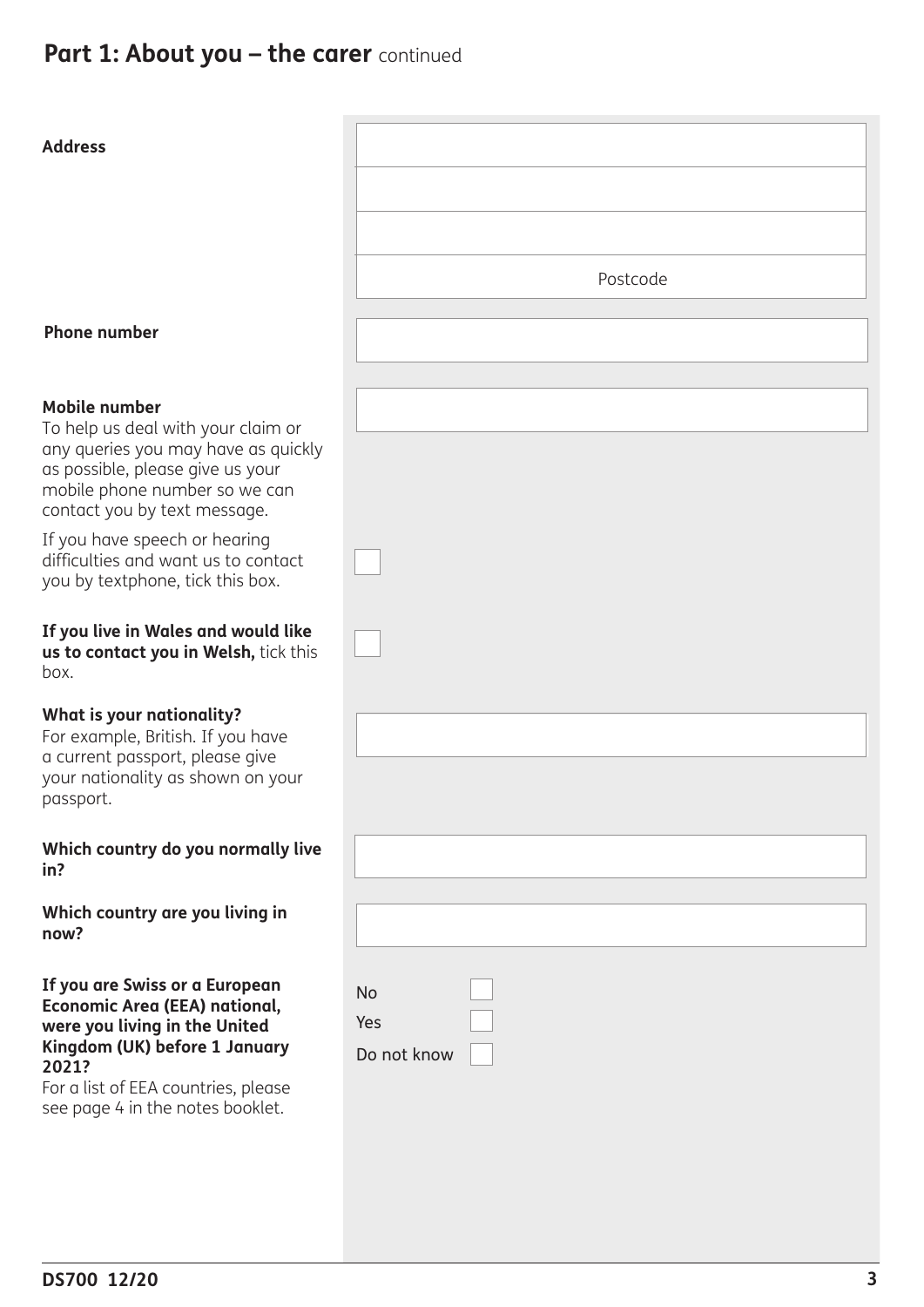## Part 1: About you – the carer continued

**Address**

Postcode

**Phone number**

**Mobile number**
To help us deal with your claim or any queries you may have as quickly as possible, please give us your mobile phone number so we can contact you by text message.

If you have speech or hearing difficulties and want us to contact you by textphone, tick this box. ☐

**If you live in Wales and would like us to contact you in Welsh,** tick this box. ☐

**What is your nationality?**
For example, British. If you have a current passport, please give your nationality as shown on your passport.

**Which country do you normally live in?**

**Which country are you living in now?**

**If you are Swiss or a European Economic Area (EEA) national, were you living in the United Kingdom (UK) before 1 January 2021?**
For a list of EEA countries, please see page 4 in the notes booklet.

No ☐
Yes ☐
Do not know ☐

DS700 12/20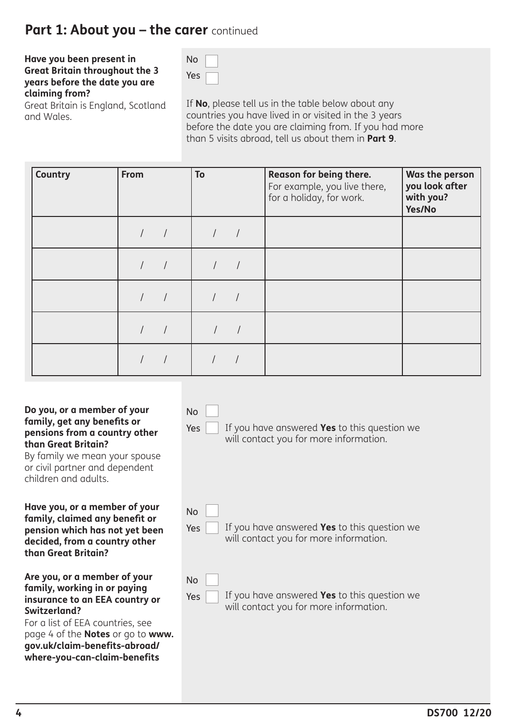## Part 1: About you – the carer continued

**Have you been present in Great Britain throughout the 3 years before the date you are claiming from?**
Great Britain is England, Scotland and Wales.

No ☐
Yes ☐

If **No**, please tell us in the table below about any countries you have lived in or visited in the 3 years before the date you are claiming from. If you had more than 5 visits abroad, tell us about them in **Part 9**.

| Country | From | To | **Reason for being there.** For example, you live there, for a holiday, for work. | Was the person you look after with you? Yes/No |
|---|---|---|---|---|
| | / / | / / | | |
| | / / | / / | | |
| | / / | / / | | |
| | / / | / / | | |
| | / / | / / | | |

**Do you, or a member of your family, get any benefits or pensions from a country other than Great Britain?**
By family we mean your spouse or civil partner and dependent children and adults.

No ☐
Yes ☐ If you have answered **Yes** to this question we will contact you for more information.

**Have you, or a member of your family, claimed any benefit or pension which has not yet been decided, from a country other than Great Britain?**

No ☐
Yes ☐ If you have answered **Yes** to this question we will contact you for more information.

**Are you, or a member of your family, working in or paying insurance to an EEA country or Switzerland?**
For a list of EEA countries, see page 4 of the **Notes** or go to **www.gov.uk/claim-benefits-abroad/where-you-can-claim-benefits**

No ☐
Yes ☐ If you have answered **Yes** to this question we will contact you for more information.

DS700 12/20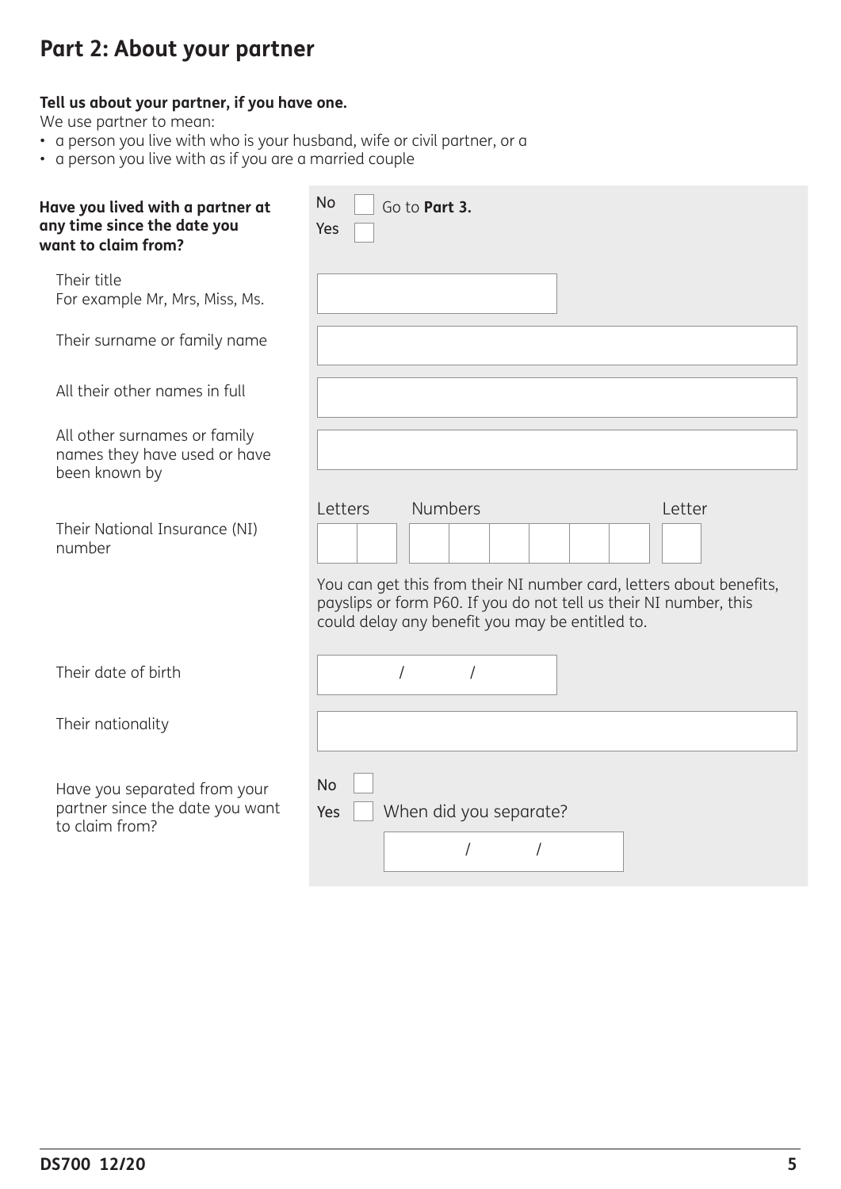## Part 2: About your partner

**Tell us about your partner, if you have one.**

We use partner to mean:

- a person you live with who is your husband, wife or civil partner, or a
- a person you live with as if you are a married couple

**Have you lived with a partner at any time since the date you want to claim from?**

No ☐ Go to **Part 3.**

Yes ☐

Their title
For example Mr, Mrs, Miss, Ms.

Their surname or family name

All their other names in full

All other surnames or family names they have used or have been known by

Their National Insurance (NI) number

Letters | Numbers | Letter

You can get this from their NI number card, letters about benefits, payslips or form P60. If you do not tell us their NI number, this could delay any benefit you may be entitled to.

Their date of birth

/ /

Their nationality

Have you separated from your partner since the date you want to claim from?

No ☐

Yes ☐ When did you separate?

/ /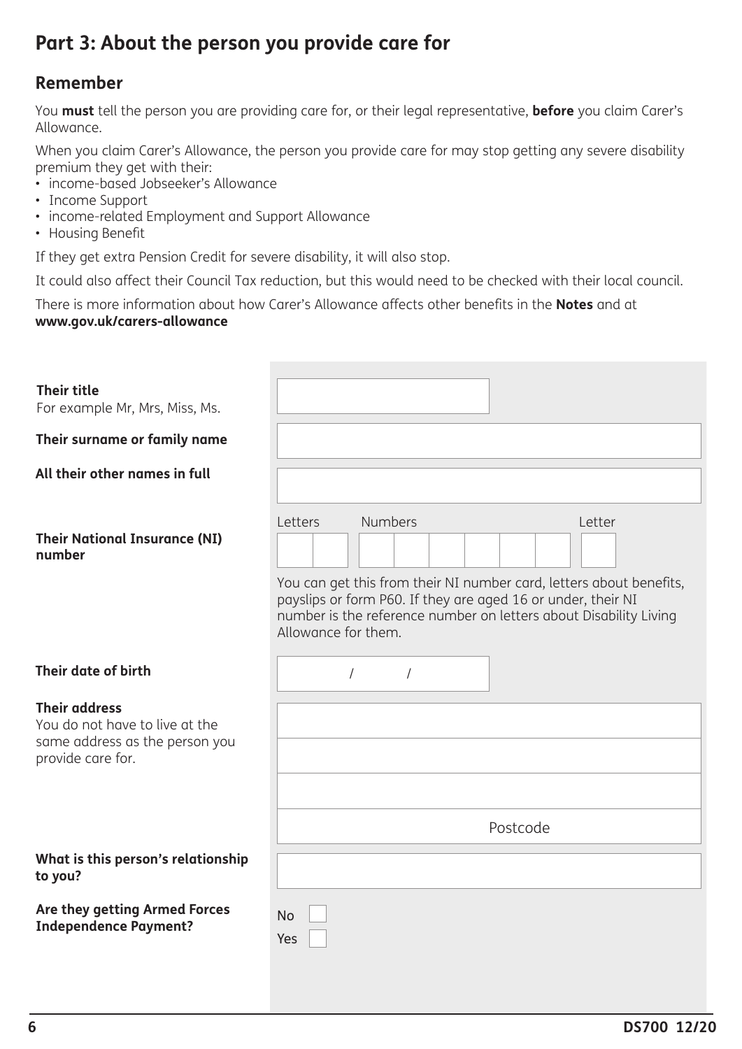## Part 3: About the person you provide care for

### Remember

You **must** tell the person you are providing care for, or their legal representative, **before** you claim Carer's Allowance.

When you claim Carer's Allowance, the person you provide care for may stop getting any severe disability premium they get with their:

- income-based Jobseeker's Allowance
- Income Support
- income-related Employment and Support Allowance
- Housing Benefit

If they get extra Pension Credit for severe disability, it will also stop.

It could also affect their Council Tax reduction, but this would need to be checked with their local council.

There is more information about how Carer's Allowance affects other benefits in the **Notes** and at **www.gov.uk/carers-allowance**

**Their title**
For example Mr, Mrs, Miss, Ms.

**Their surname or family name**

**All their other names in full**

**Their National Insurance (NI) number**

Letters | Numbers | Letter

You can get this from their NI number card, letters about benefits, payslips or form P60. If they are aged 16 or under, their NI number is the reference number on letters about Disability Living Allowance for them.

**Their date of birth**

/ /

**Their address**
You do not have to live at the same address as the person you provide care for.

Postcode

**What is this person's relationship to you?**

**Are they getting Armed Forces Independence Payment?**

No ☐
Yes ☐

DS700 12/20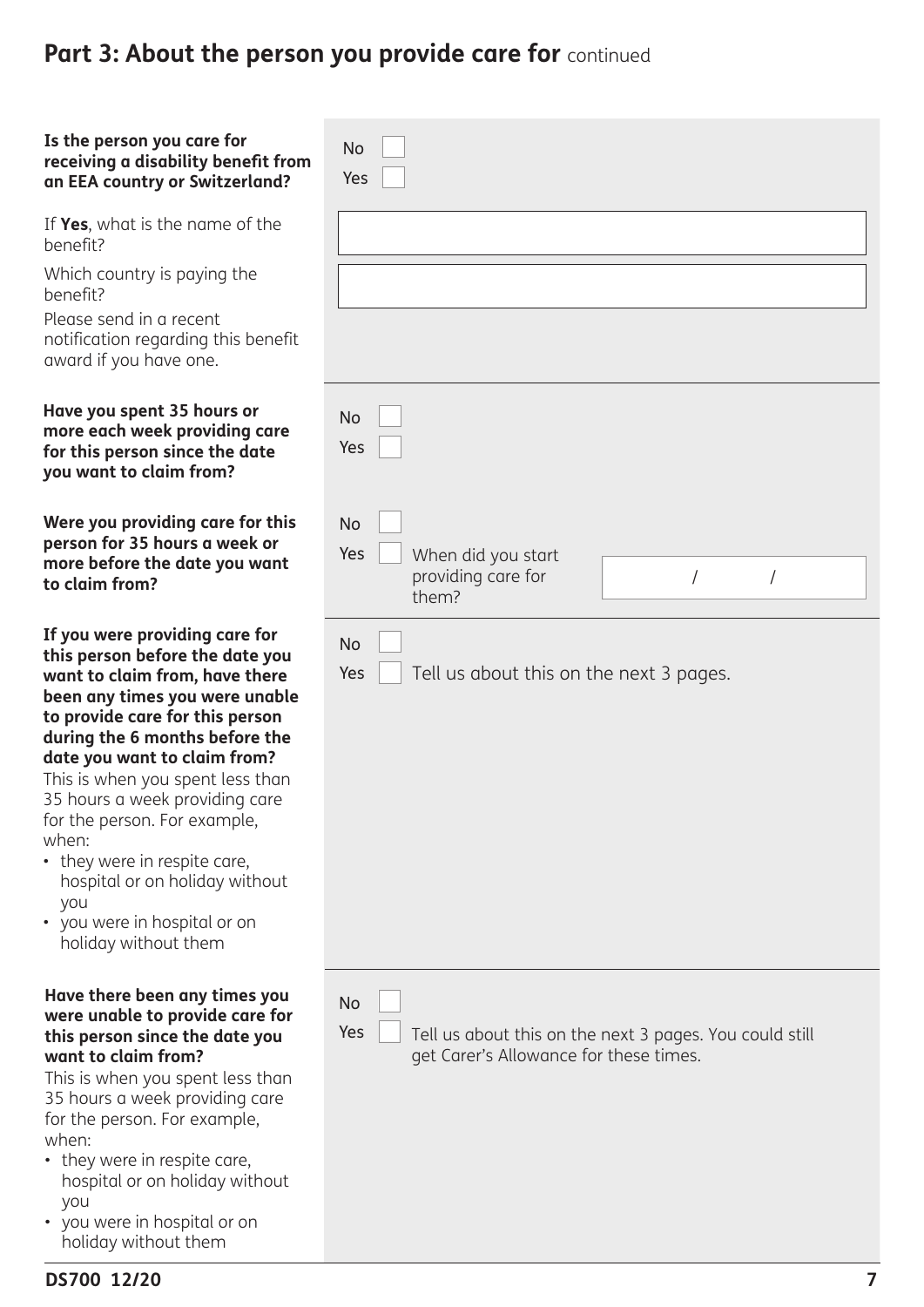## Part 3: About the person you provide care for continued

**Is the person you care for receiving a disability benefit from an EEA country or Switzerland?**

No ☐
Yes ☐

If **Yes**, what is the name of the benefit?

Which country is paying the benefit?

Please send in a recent notification regarding this benefit award if you have one.

**Have you spent 35 hours or more each week providing care for this person since the date you want to claim from?**

No ☐
Yes ☐

**Were you providing care for this person for 35 hours a week or more before the date you want to claim from?**

No ☐
Yes ☐ When did you start providing care for them? / /

**If you were providing care for this person before the date you want to claim from, have there been any times you were unable to provide care for this person during the 6 months before the date you want to claim from?**

This is when you spent less than 35 hours a week providing care for the person. For example, when:

- they were in respite care, hospital or on holiday without you
- you were in hospital or on holiday without them

No ☐
Yes ☐ Tell us about this on the next 3 pages.

**Have there been any times you were unable to provide care for this person since the date you want to claim from?**

This is when you spent less than 35 hours a week providing care for the person. For example, when:

- they were in respite care, hospital or on holiday without you
- you were in hospital or on holiday without them

No ☐
Yes ☐ Tell us about this on the next 3 pages. You could still get Carer's Allowance for these times.

DS700 12/20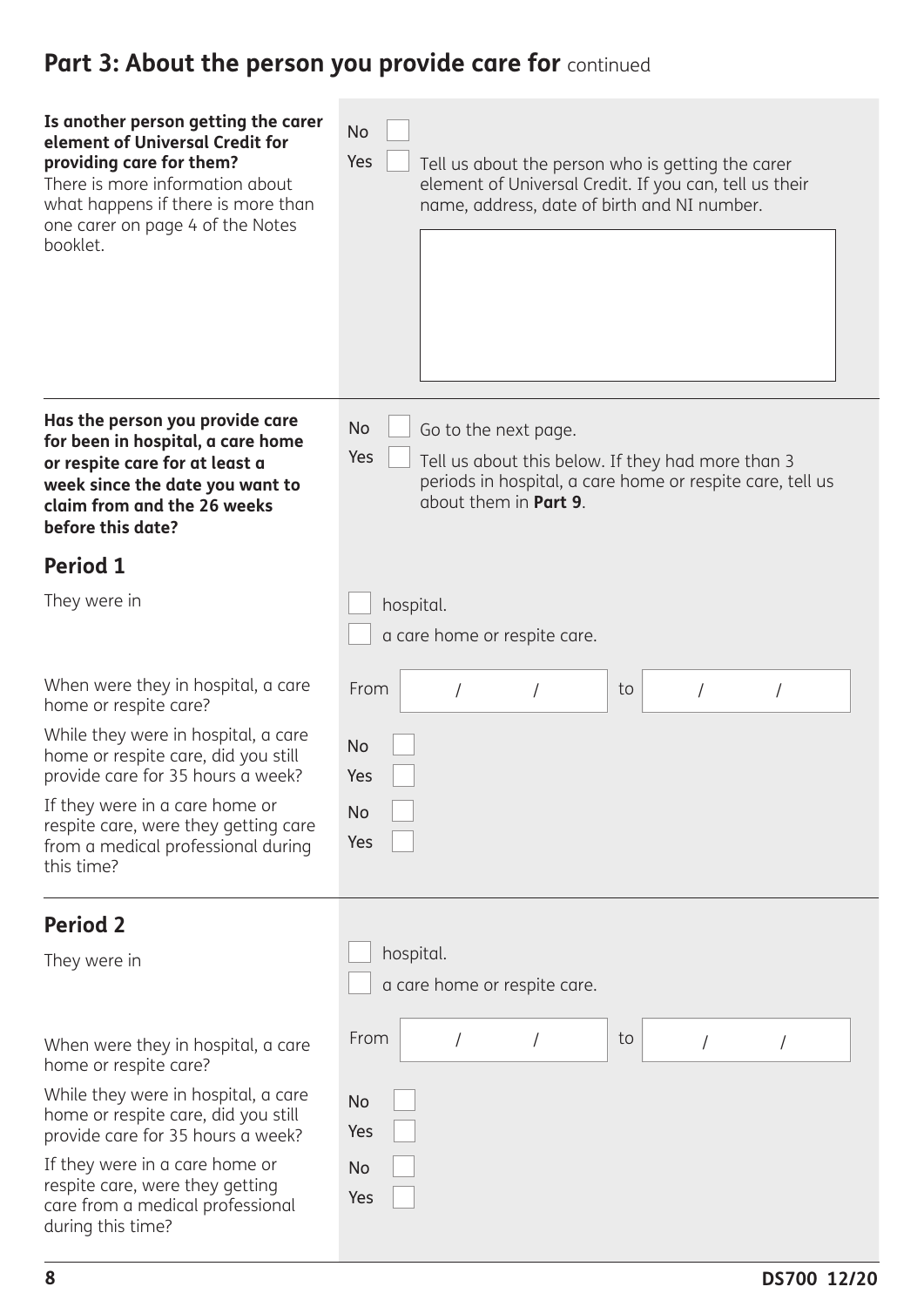## Part 3: About the person you provide care for continued

**Is another person getting the carer element of Universal Credit for providing care for them?**
There is more information about what happens if there is more than one carer on page 4 of the Notes booklet.

- No ☐
- Yes ☐ Tell us about the person who is getting the carer element of Universal Credit. If you can, tell us their name, address, date of birth and NI number.

---

**Has the person you provide care for been in hospital, a care home or respite care for at least a week since the date you want to claim from and the 26 weeks before this date?**

- No ☐ Go to the next page.
- Yes ☐ Tell us about this below. If they had more than 3 periods in hospital, a care home or respite care, tell us about them in **Part 9**.

### Period 1

They were in

- ☐ hospital.
- ☐ a care home or respite care.

When were they in hospital, a care home or respite care?

From __ / __ / __ to __ / __ / __

While they were in hospital, a care home or respite care, did you still provide care for 35 hours a week?

- No ☐
- Yes ☐

If they were in a care home or respite care, were they getting care from a medical professional during this time?

- No ☐
- Yes ☐

---

### Period 2

They were in

- ☐ hospital.
- ☐ a care home or respite care.

When were they in hospital, a care home or respite care?

From __ / __ / __ to __ / __ / __

While they were in hospital, a care home or respite care, did you still provide care for 35 hours a week?

- No ☐
- Yes ☐

If they were in a care home or respite care, were they getting care from a medical professional during this time?

- No ☐
- Yes ☐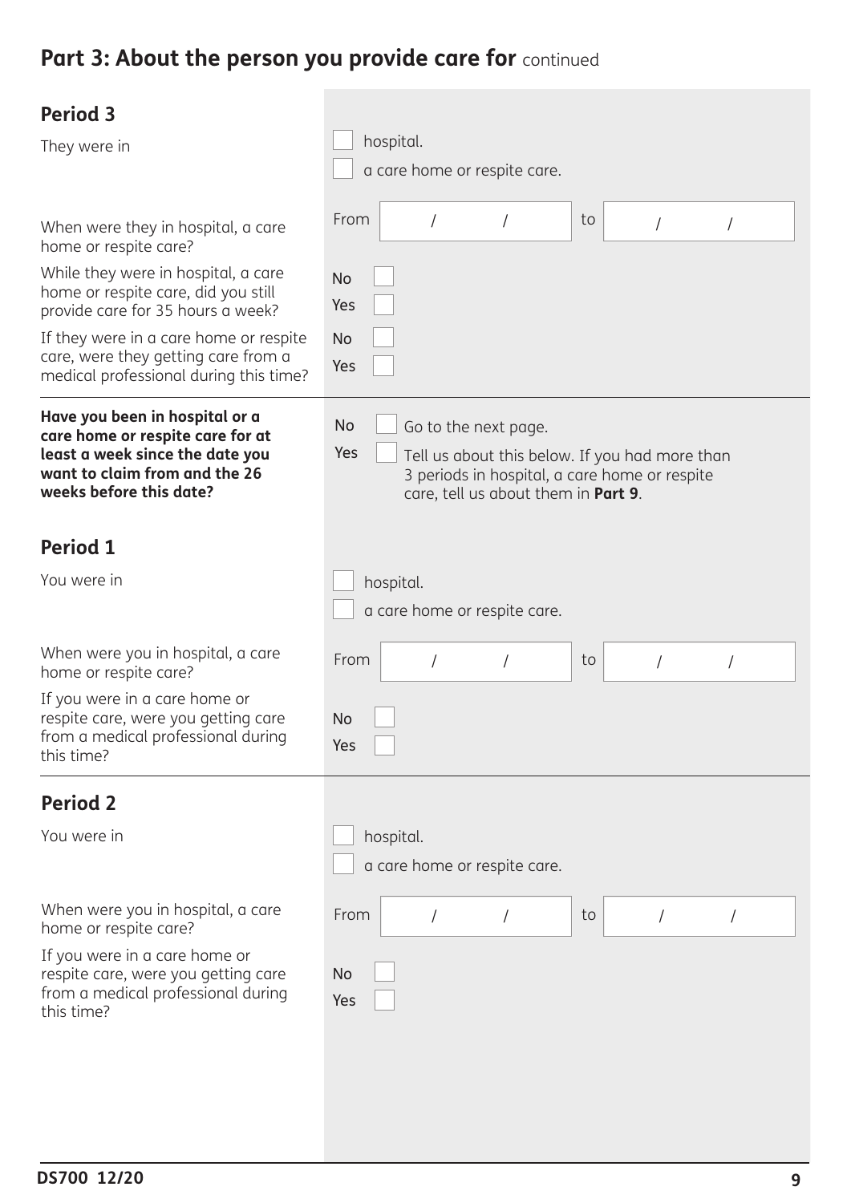## Part 3: About the person you provide care for continued

### Period 3

| | |
|---|---|
| They were in | ☐ hospital.<br>☐ a care home or respite care. |
| When were they in hospital, a care home or respite care? | From &nbsp; / &nbsp; / &nbsp; to &nbsp; / &nbsp; / |
| While they were in hospital, a care home or respite care, did you still provide care for 35 hours a week? | No ☐<br>Yes ☐ |
| If they were in a care home or respite care, were they getting care from a medical professional during this time? | No ☐<br>Yes ☐ |

**Have you been in hospital or a care home or respite care for at least a week since the date you want to claim from and the 26 weeks before this date?**

No ☐ Go to the next page.

Yes ☐ Tell us about this below. If you had more than 3 periods in hospital, a care home or respite care, tell us about them in **Part 9**.

### Period 1

| | |
|---|---|
| You were in | ☐ hospital.<br>☐ a care home or respite care. |
| When were you in hospital, a care home or respite care? | From &nbsp; / &nbsp; / &nbsp; to &nbsp; / &nbsp; / |
| If you were in a care home or respite care, were you getting care from a medical professional during this time? | No ☐<br>Yes ☐ |

### Period 2

| | |
|---|---|
| You were in | ☐ hospital.<br>☐ a care home or respite care. |
| When were you in hospital, a care home or respite care? | From &nbsp; / &nbsp; / &nbsp; to &nbsp; / &nbsp; / |
| If you were in a care home or respite care, were you getting care from a medical professional during this time? | No ☐<br>Yes ☐ |

DS700 12/20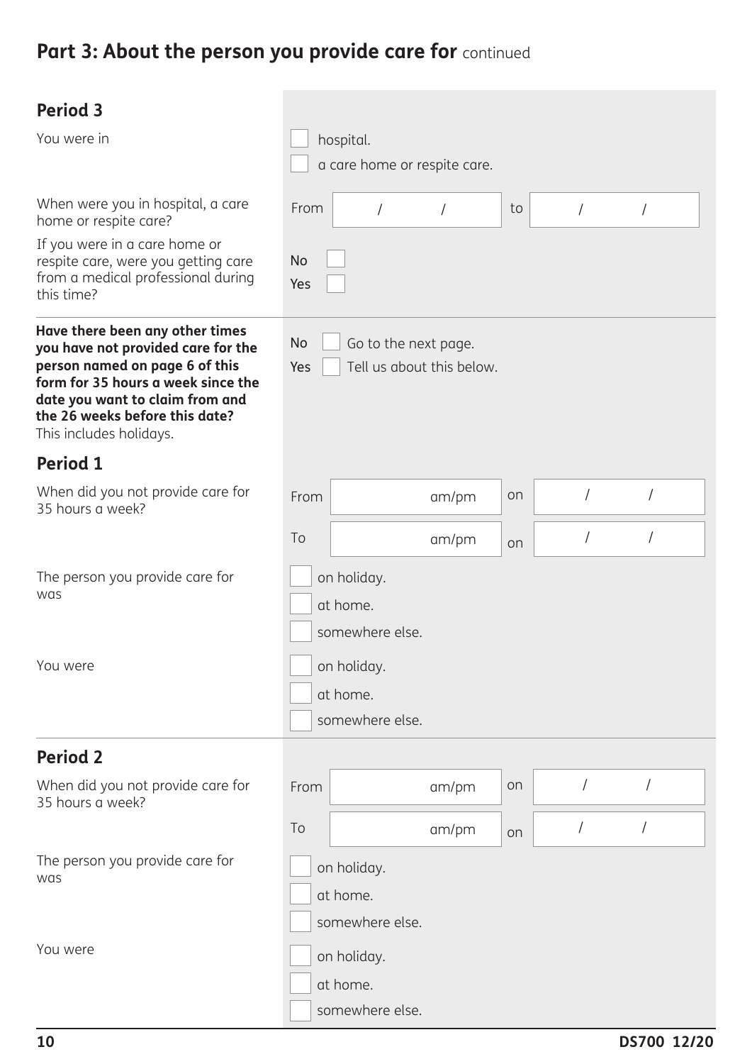## Part 3: About the person you provide care for continued

### Period 3

You were in

- [ ] hospital.
- [ ] a care home or respite care.

When were you in hospital, a care home or respite care?

From &nbsp;&nbsp; / &nbsp;&nbsp; / &nbsp;&nbsp; to &nbsp;&nbsp; / &nbsp;&nbsp; /

If you were in a care home or respite care, were you getting care from a medical professional during this time?

No [ ]
Yes [ ]

---

**Have there been any other times you have not provided care for the person named on page 6 of this form for 35 hours a week since the date you want to claim from and the 26 weeks before this date?**
This includes holidays.

No [ ] Go to the next page.
Yes [ ] Tell us about this below.

### Period 1

When did you not provide care for 35 hours a week?

From &nbsp;&nbsp; am/pm &nbsp;&nbsp; on &nbsp;&nbsp; / &nbsp;&nbsp; /

To &nbsp;&nbsp; am/pm &nbsp;&nbsp; on &nbsp;&nbsp; / &nbsp;&nbsp; /

The person you provide care for was

- [ ] on holiday.
- [ ] at home.
- [ ] somewhere else.

You were

- [ ] on holiday.
- [ ] at home.
- [ ] somewhere else.

---

### Period 2

When did you not provide care for 35 hours a week?

From &nbsp;&nbsp; am/pm &nbsp;&nbsp; on &nbsp;&nbsp; / &nbsp;&nbsp; /

To &nbsp;&nbsp; am/pm &nbsp;&nbsp; on &nbsp;&nbsp; / &nbsp;&nbsp; /

The person you provide care for was

- [ ] on holiday.
- [ ] at home.
- [ ] somewhere else.

You were

- [ ] on holiday.
- [ ] at home.
- [ ] somewhere else.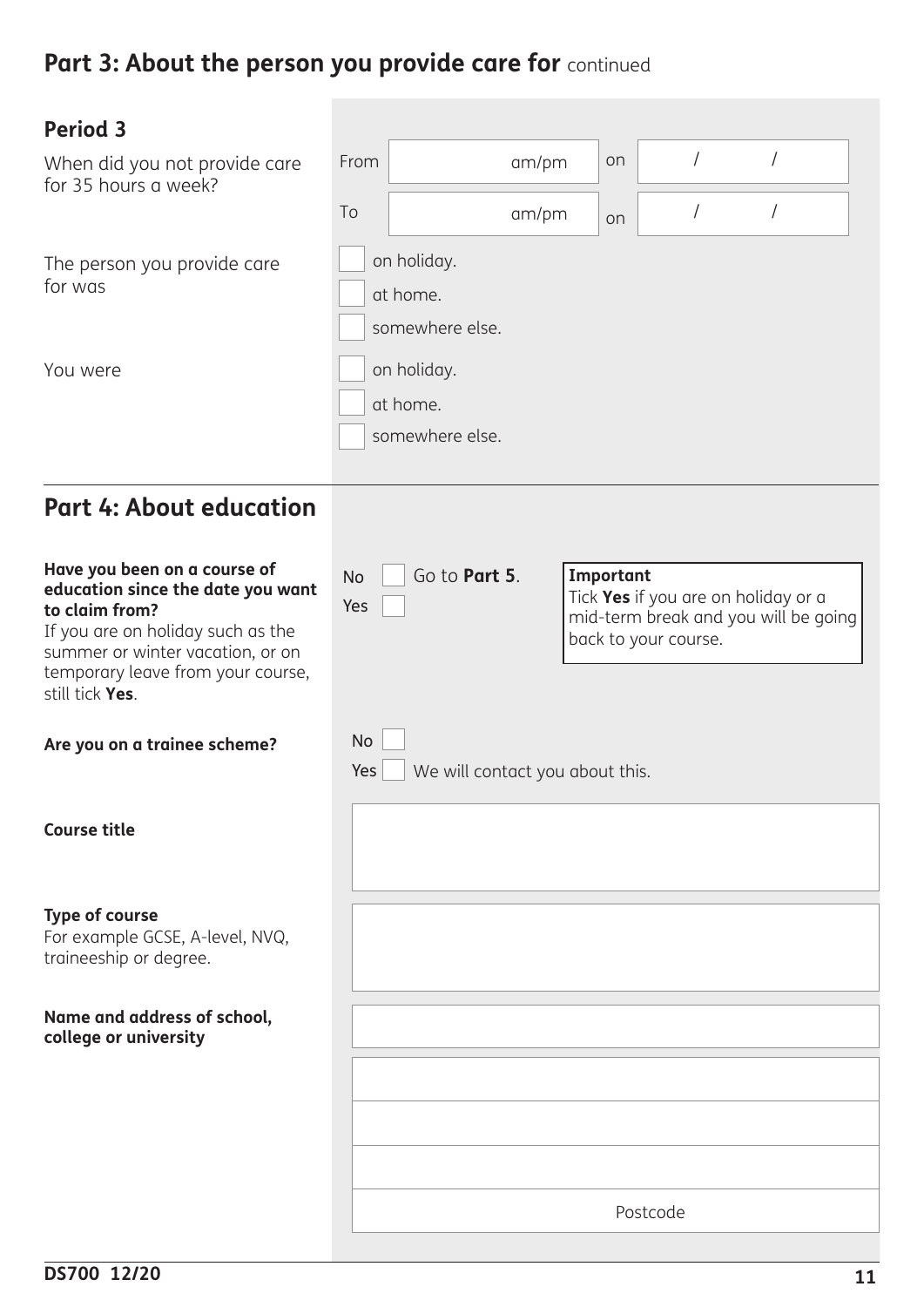## Part 3: About the person you provide care for continued

### Period 3

When did you not provide care for 35 hours a week?

From ______ am/pm on ___ / ___ / ___

To ______ am/pm on ___ / ___ / ___

The person you provide care for was

- [ ] on holiday.
- [ ] at home.
- [ ] somewhere else.

You were

- [ ] on holiday.
- [ ] at home.
- [ ] somewhere else.

## Part 4: About education

**Have you been on a course of education since the date you want to claim from?**
If you are on holiday such as the summer or winter vacation, or on temporary leave from your course, still tick **Yes**.

- No [ ] Go to **Part 5**.
- Yes [ ]

**Important**
Tick **Yes** if you are on holiday or a mid-term break and you will be going back to your course.

**Are you on a trainee scheme?**

- No [ ]
- Yes [ ] We will contact you about this.

**Course title**

**Type of course**
For example GCSE, A-level, NVQ, traineeship or degree.

**Name and address of school, college or university**

Postcode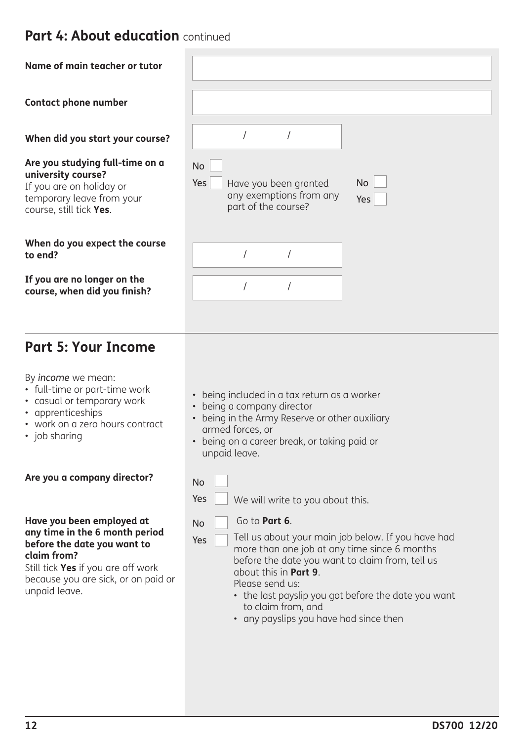## Part 4: About education continued

**Name of main teacher or tutor**

**Contact phone number**

**When did you start your course?** / /

**Are you studying full-time on a university course?**
If you are on holiday or temporary leave from your course, still tick **Yes**.

No ☐
Yes ☐ Have you been granted any exemptions from any part of the course? No ☐ Yes ☐

**When do you expect the course to end?** / /

**If you are no longer on the course, when did you finish?** / /

## Part 5: Your Income

By *income* we mean:

- full-time or part-time work
- casual or temporary work
- apprenticeships
- work on a zero hours contract
- job sharing
- being included in a tax return as a worker
- being a company director
- being in the Army Reserve or other auxiliary armed forces, or
- being on a career break, or taking paid or unpaid leave.

**Are you a company director?**

No ☐
Yes ☐ We will write to you about this.

**Have you been employed at any time in the 6 month period before the date you want to claim from?**
Still tick **Yes** if you are off work because you are sick, or on paid or unpaid leave.

No ☐ Go to **Part 6**.
Yes ☐ Tell us about your main job below. If you have had more than one job at any time since 6 months before the date you want to claim from, tell us about this in **Part 9**.
Please send us:

- the last payslip you got before the date you want to claim from, and
- any payslips you have had since then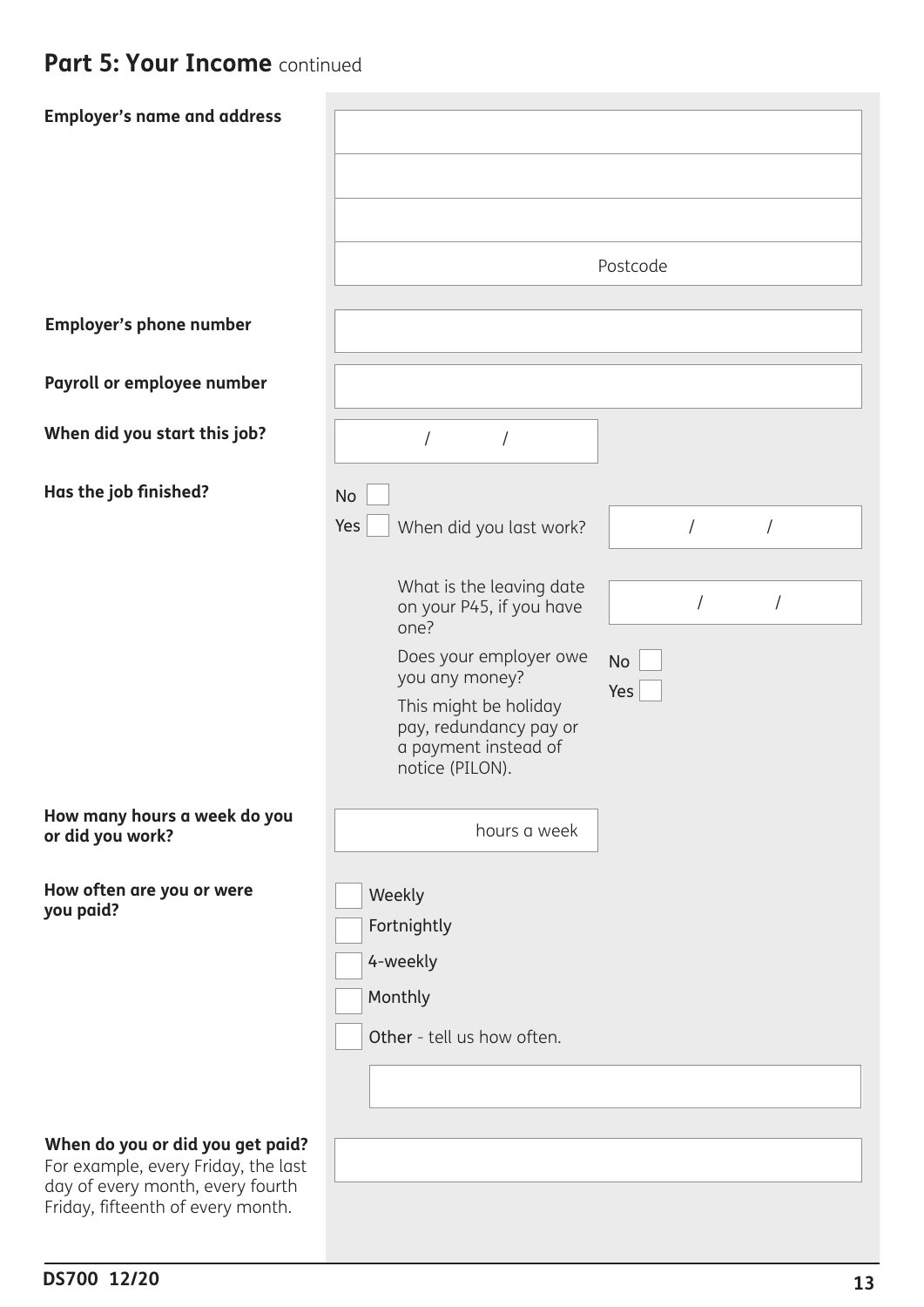## Part 5: Your Income continued

**Employer's name and address**

Postcode

**Employer's phone number**

**Payroll or employee number**

**When did you start this job?**

/ /

**Has the job finished?**

No ☐

Yes ☐ When did you last work? / /

What is the leaving date on your P45, if you have one? / /

Does your employer owe you any money?

This might be holiday pay, redundancy pay or a payment instead of notice (PILON).

No ☐

Yes ☐

**How many hours a week do you or did you work?**

hours a week

**How often are you or were you paid?**

☐ Weekly

☐ Fortnightly

☐ 4-weekly

☐ Monthly

☐ Other - tell us how often.

**When do you or did you get paid?**
For example, every Friday, the last day of every month, every fourth Friday, fifteenth of every month.

DS700 12/20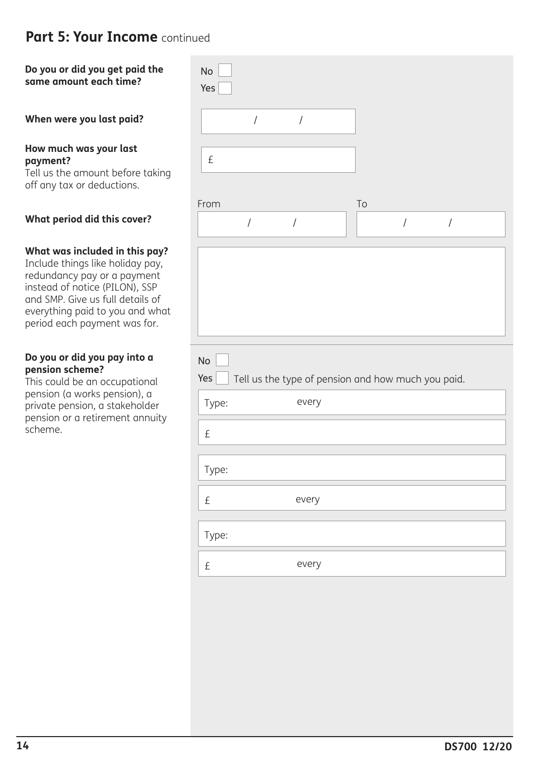## Part 5: Your Income continued

**Do you or did you get paid the same amount each time?**

No ☐
Yes ☐

**When were you last paid?**

/ /

**How much was your last payment?**
Tell us the amount before taking off any tax or deductions.

£

**What period did this cover?**

From / / To / /

**What was included in this pay?**
Include things like holiday pay, redundancy pay or a payment instead of notice (PILON), SSP and SMP. Give us full details of everything paid to you and what period each payment was for.

**Do you or did you pay into a pension scheme?**
This could be an occupational pension (a works pension), a private pension, a stakeholder pension or a retirement annuity scheme.

No ☐
Yes ☐ Tell us the type of pension and how much you paid.

Type: every

£

Type:

£ every

Type:

£ every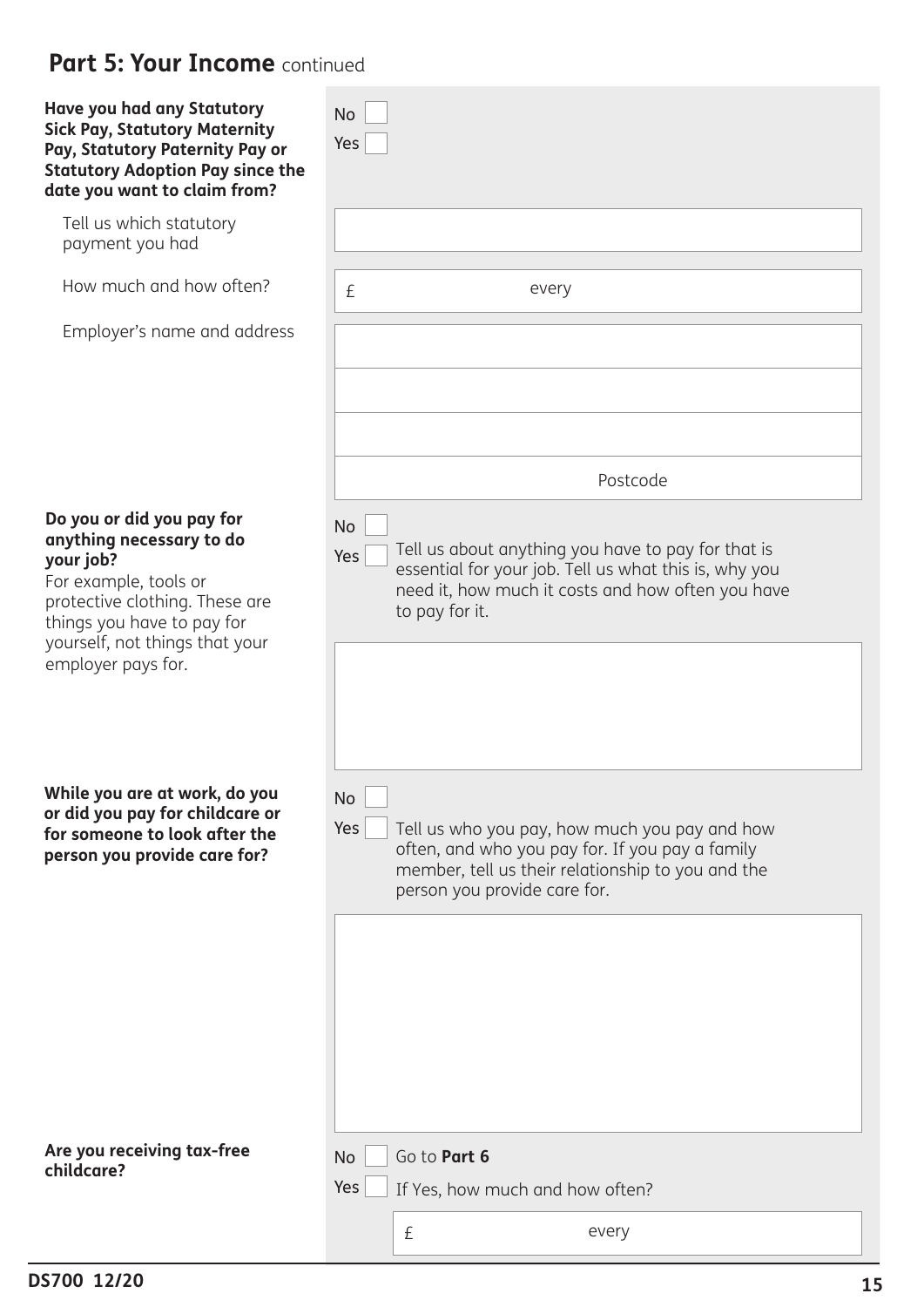## Part 5: Your Income continued

**Have you had any Statutory Sick Pay, Statutory Maternity Pay, Statutory Paternity Pay or Statutory Adoption Pay since the date you want to claim from?**

No ☐
Yes ☐

Tell us which statutory payment you had

How much and how often? £ every

Employer's name and address

Postcode

**Do you or did you pay for anything necessary to do your job?**
For example, tools or protective clothing. These are things you have to pay for yourself, not things that your employer pays for.

No ☐
Yes ☐ Tell us about anything you have to pay for that is essential for your job. Tell us what this is, why you need it, how much it costs and how often you have to pay for it.

**While you are at work, do you or did you pay for childcare or for someone to look after the person you provide care for?**

No ☐
Yes ☐ Tell us who you pay, how much you pay and how often, and who you pay for. If you pay a family member, tell us their relationship to you and the person you provide care for.

**Are you receiving tax-free childcare?**

No ☐ Go to **Part 6**
Yes ☐ If Yes, how much and how often?

£ every

DS700 12/20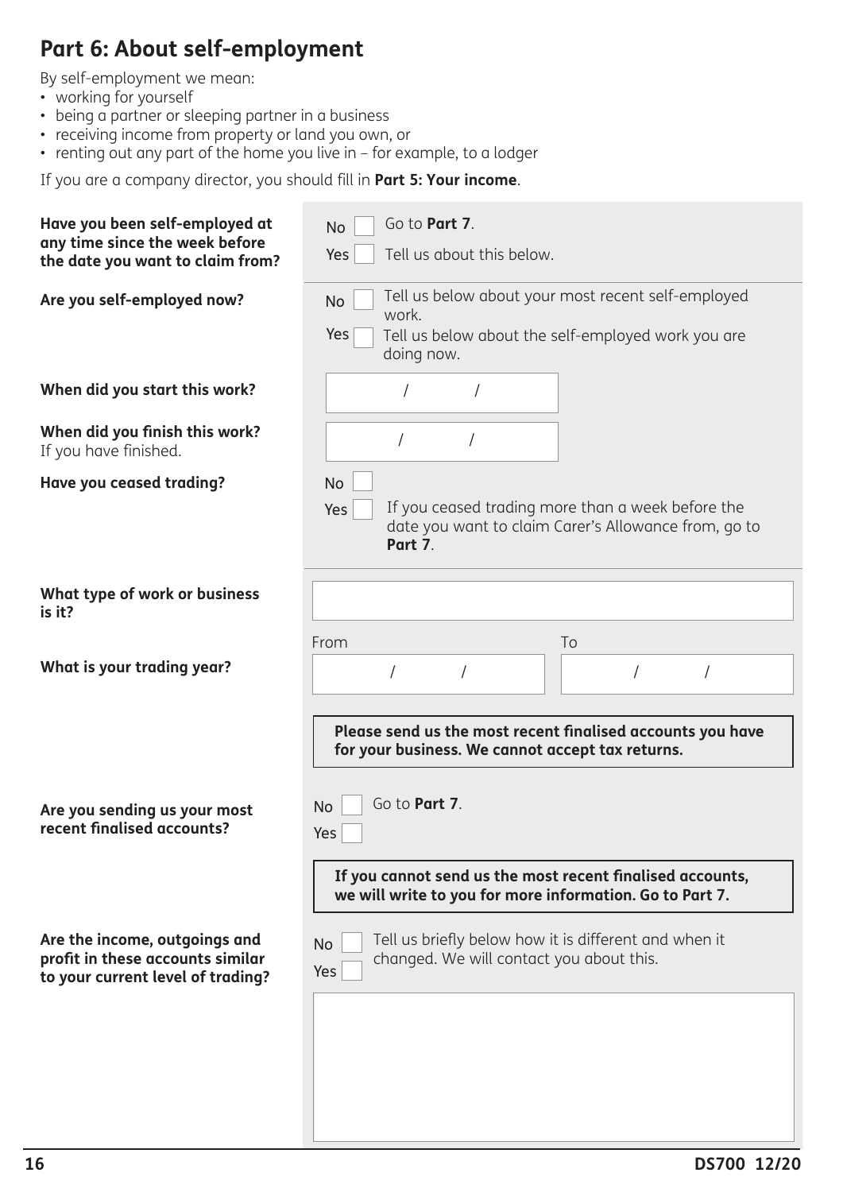## Part 6: About self-employment

By self-employment we mean:

- working for yourself
- being a partner or sleeping partner in a business
- receiving income from property or land you own, or
- renting out any part of the home you live in – for example, to a lodger

If you are a company director, you should fill in **Part 5: Your income**.

**Have you been self-employed at any time since the week before the date you want to claim from?**

No ☐ Go to **Part 7**.
Yes ☐ Tell us about this below.

**Are you self-employed now?**

No ☐ Tell us below about your most recent self-employed work.
Yes ☐ Tell us below about the self-employed work you are doing now.

**When did you start this work?**

/ /

**When did you finish this work?**
If you have finished.

/ /

**Have you ceased trading?**

No ☐
Yes ☐ If you ceased trading more than a week before the date you want to claim Carer's Allowance from, go to **Part 7**.

**What type of work or business is it?**

**What is your trading year?**

From / / To / /

**Please send us the most recent finalised accounts you have for your business. We cannot accept tax returns.**

**Are you sending us your most recent finalised accounts?**

No ☐ Go to **Part 7**.
Yes ☐

**If you cannot send us the most recent finalised accounts, we will write to you for more information. Go to Part 7.**

**Are the income, outgoings and profit in these accounts similar to your current level of trading?**

No ☐ Tell us briefly below how it is different and when it changed. We will contact you about this.
Yes ☐

DS700 12/20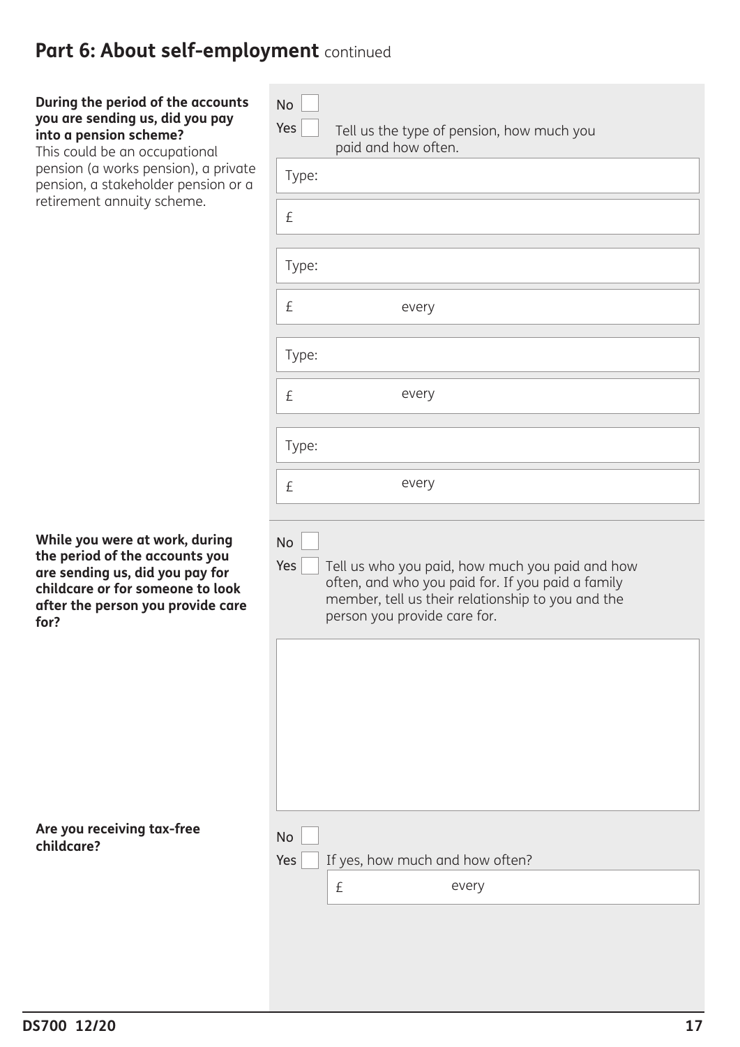## Part 6: About self-employment continued

**During the period of the accounts you are sending us, did you pay into a pension scheme?**
This could be an occupational pension (a works pension), a private pension, a stakeholder pension or a retirement annuity scheme.

No ☐

Yes ☐ Tell us the type of pension, how much you paid and how often.

Type:

£

Type:

£ every

Type:

£ every

Type:

£ every

**While you were at work, during the period of the accounts you are sending us, did you pay for childcare or for someone to look after the person you provide care for?**

No ☐

Yes ☐ Tell us who you paid, how much you paid and how often, and who you paid for. If you paid a family member, tell us their relationship to you and the person you provide care for.

**Are you receiving tax-free childcare?**

No ☐

Yes ☐ If yes, how much and how often?

£ every

DS700 12/20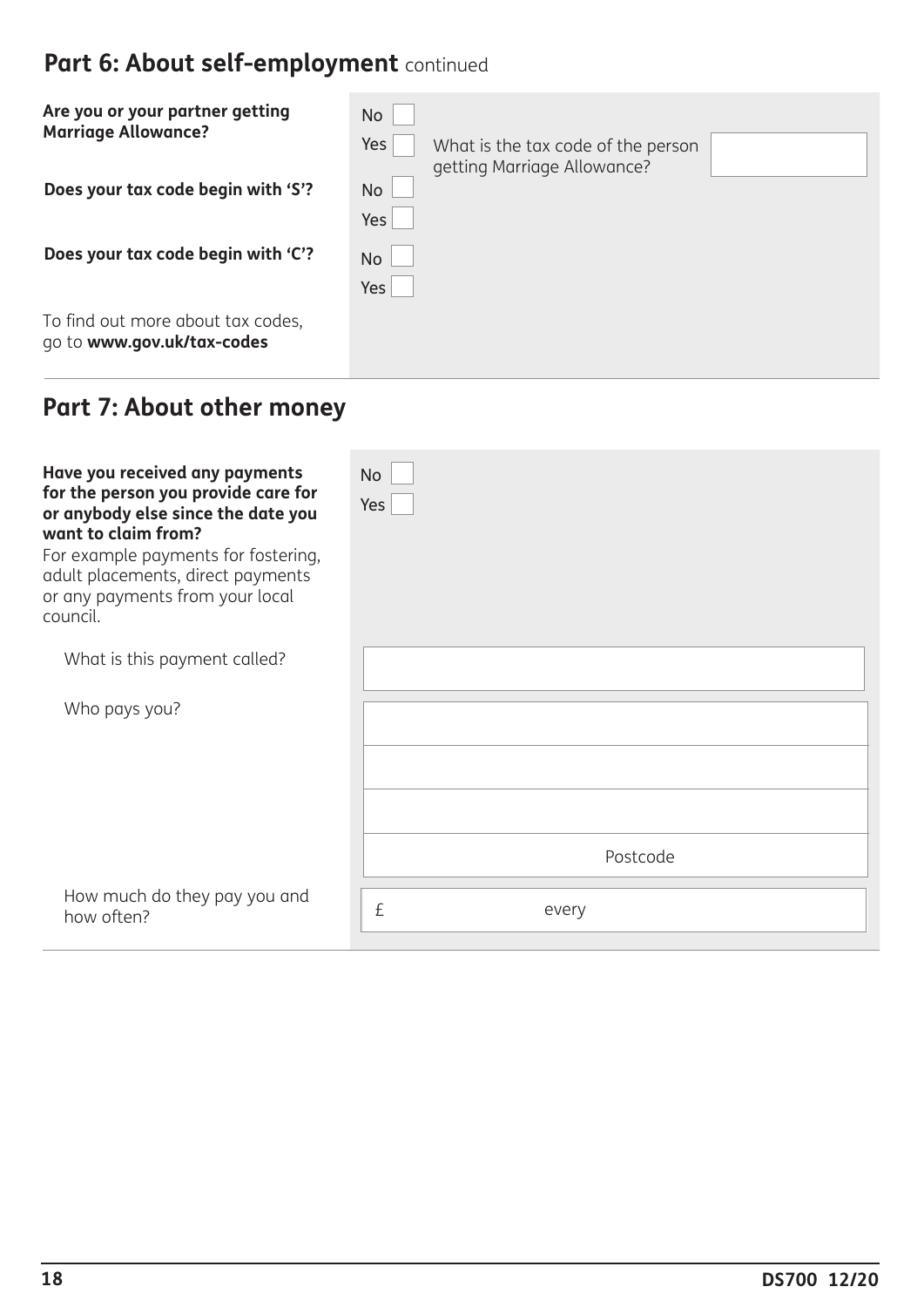## Part 6: About self-employment continued

**Are you or your partner getting Marriage Allowance?**

No ☐
Yes ☐ What is the tax code of the person getting Marriage Allowance?

**Does your tax code begin with 'S'?**

No ☐
Yes ☐

**Does your tax code begin with 'C'?**

No ☐
Yes ☐

To find out more about tax codes, go to **www.gov.uk/tax-codes**

## Part 7: About other money

**Have you received any payments for the person you provide care for or anybody else since the date you want to claim from?**
For example payments for fostering, adult placements, direct payments or any payments from your local council.

No ☐
Yes ☐

What is this payment called?

Who pays you?

Postcode

How much do they pay you and how often?

£ every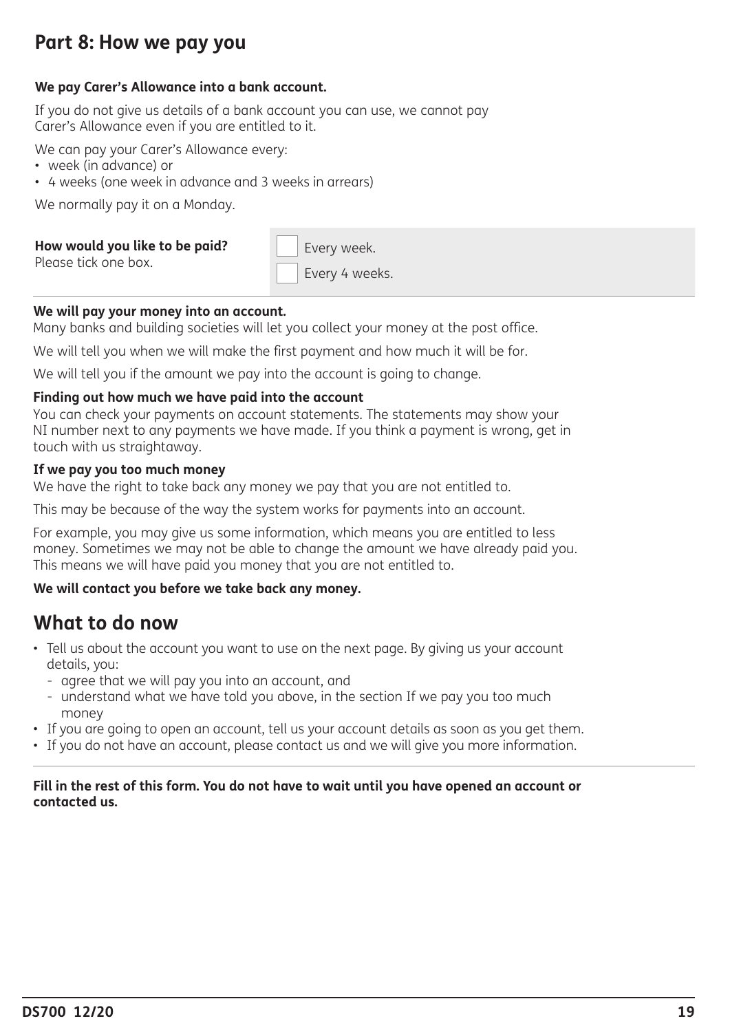## Part 8: How we pay you

**We pay Carer's Allowance into a bank account.**

If you do not give us details of a bank account you can use, we cannot pay Carer's Allowance even if you are entitled to it.

We can pay your Carer's Allowance every:

- week (in advance) or
- 4 weeks (one week in advance and 3 weeks in arrears)

We normally pay it on a Monday.

| **How would you like to be paid?** Please tick one box. | ☐ Every week. ☐ Every 4 weeks. |
|---|---|

**We will pay your money into an account.**
Many banks and building societies will let you collect your money at the post office.

We will tell you when we will make the first payment and how much it will be for.

We will tell you if the amount we pay into the account is going to change.

**Finding out how much we have paid into the account**
You can check your payments on account statements. The statements may show your NI number next to any payments we have made. If you think a payment is wrong, get in touch with us straightaway.

**If we pay you too much money**
We have the right to take back any money we pay that you are not entitled to.

This may be because of the way the system works for payments into an account.

For example, you may give us some information, which means you are entitled to less money. Sometimes we may not be able to change the amount we have already paid you. This means we will have paid you money that you are not entitled to.

**We will contact you before we take back any money.**

## What to do now

- Tell us about the account you want to use on the next page. By giving us your account details, you:
  - agree that we will pay you into an account, and
  - understand what we have told you above, in the section If we pay you too much money
- If you are going to open an account, tell us your account details as soon as you get them.
- If you do not have an account, please contact us and we will give you more information.

**Fill in the rest of this form. You do not have to wait until you have opened an account or contacted us.**

DS700 12/20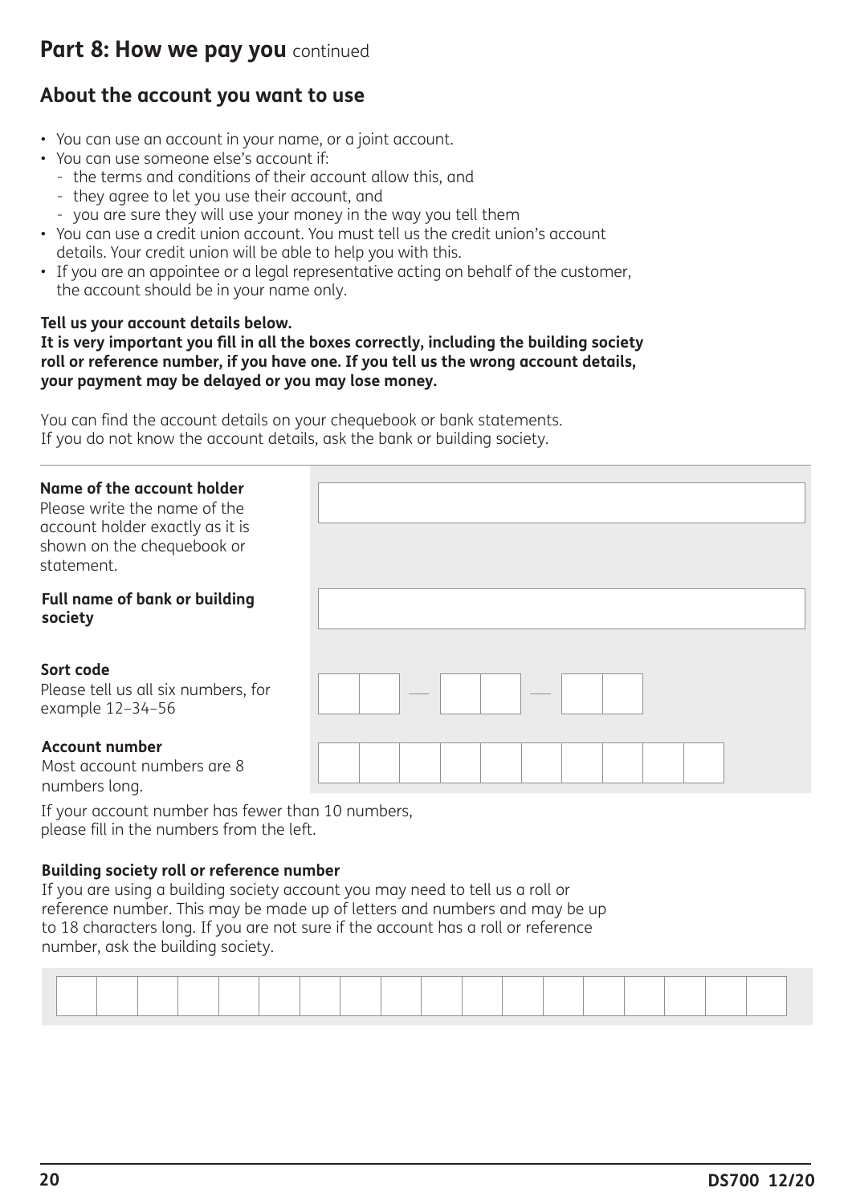## Part 8: How we pay you continued

### About the account you want to use

- You can use an account in your name, or a joint account.
- You can use someone else's account if:
  - the terms and conditions of their account allow this, and
  - they agree to let you use their account, and
  - you are sure they will use your money in the way you tell them
- You can use a credit union account. You must tell us the credit union's account details. Your credit union will be able to help you with this.
- If you are an appointee or a legal representative acting on behalf of the customer, the account should be in your name only.

**Tell us your account details below.**
**It is very important you fill in all the boxes correctly, including the building society roll or reference number, if you have one. If you tell us the wrong account details, your payment may be delayed or you may lose money.**

You can find the account details on your chequebook or bank statements.
If you do not know the account details, ask the bank or building society.

**Name of the account holder**
Please write the name of the account holder exactly as it is shown on the chequebook or statement.

**Full name of bank or building society**

**Sort code**
Please tell us all six numbers, for example 12–34–56

**Account number**
Most account numbers are 8 numbers long.

If your account number has fewer than 10 numbers, please fill in the numbers from the left.

**Building society roll or reference number**
If you are using a building society account you may need to tell us a roll or reference number. This may be made up of letters and numbers and may be up to 18 characters long. If you are not sure if the account has a roll or reference number, ask the building society.

DS700 12/20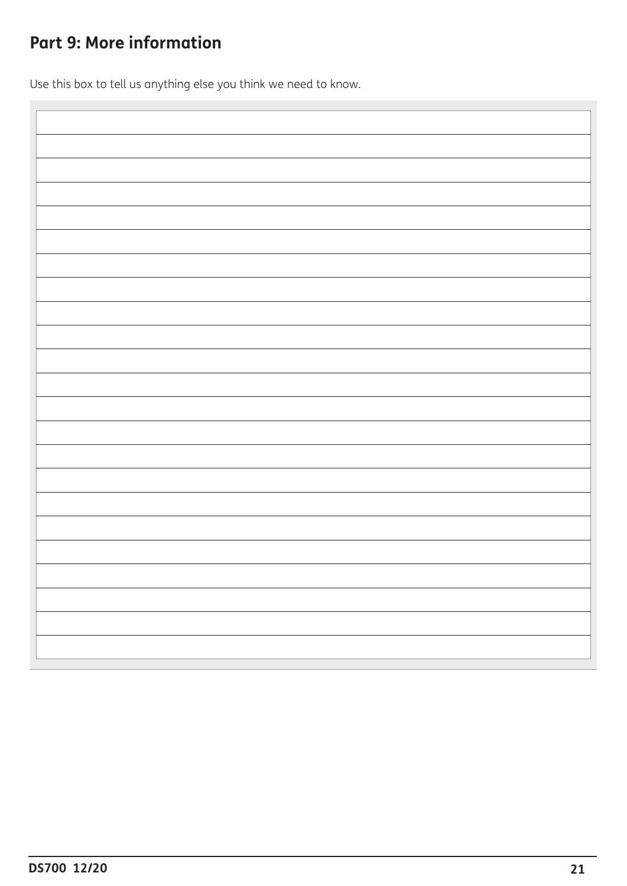## Part 9: More information

Use this box to tell us anything else you think we need to know.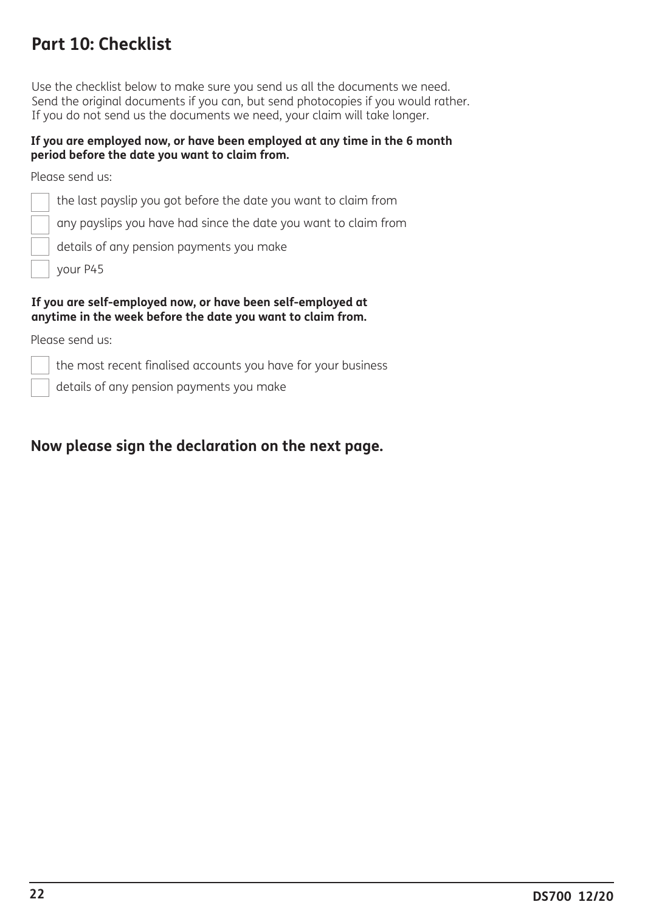## Part 10: Checklist

Use the checklist below to make sure you send us all the documents we need.
Send the original documents if you can, but send photocopies if you would rather.
If you do not send us the documents we need, your claim will take longer.

**If you are employed now, or have been employed at any time in the 6 month period before the date you want to claim from.**

Please send us:

- [ ] the last payslip you got before the date you want to claim from
- [ ] any payslips you have had since the date you want to claim from
- [ ] details of any pension payments you make
- [ ] your P45

**If you are self-employed now, or have been self-employed at anytime in the week before the date you want to claim from.**

Please send us:

- [ ] the most recent finalised accounts you have for your business
- [ ] details of any pension payments you make

### Now please sign the declaration on the next page.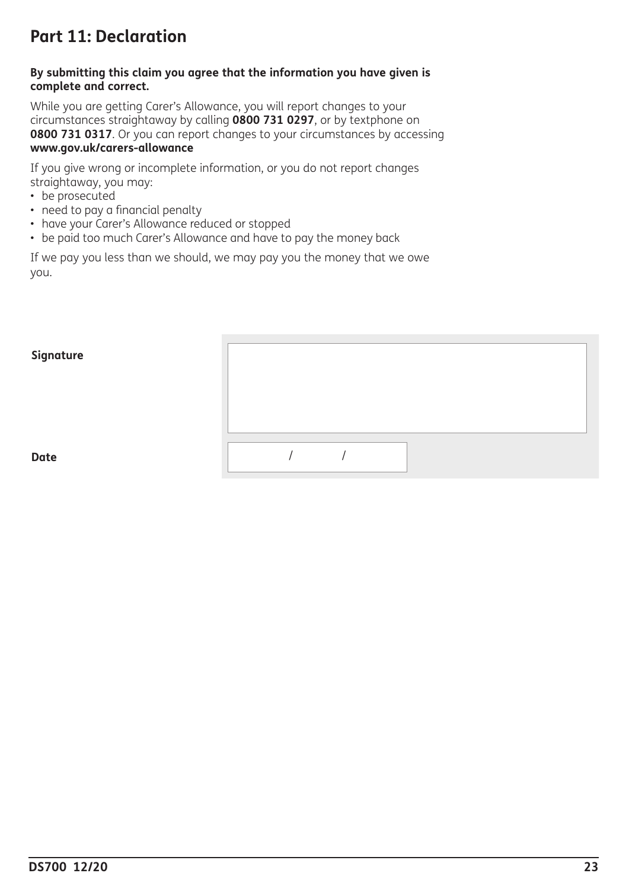## Part 11: Declaration

**By submitting this claim you agree that the information you have given is complete and correct.**

While you are getting Carer's Allowance, you will report changes to your circumstances straightaway by calling **0800 731 0297**, or by textphone on **0800 731 0317**. Or you can report changes to your circumstances by accessing **www.gov.uk/carers-allowance**

If you give wrong or incomplete information, or you do not report changes straightaway, you may:

- be prosecuted
- need to pay a financial penalty
- have your Carer's Allowance reduced or stopped
- be paid too much Carer's Allowance and have to pay the money back

If we pay you less than we should, we may pay you the money that we owe you.

**Signature**

**Date** / /

DS700 12/20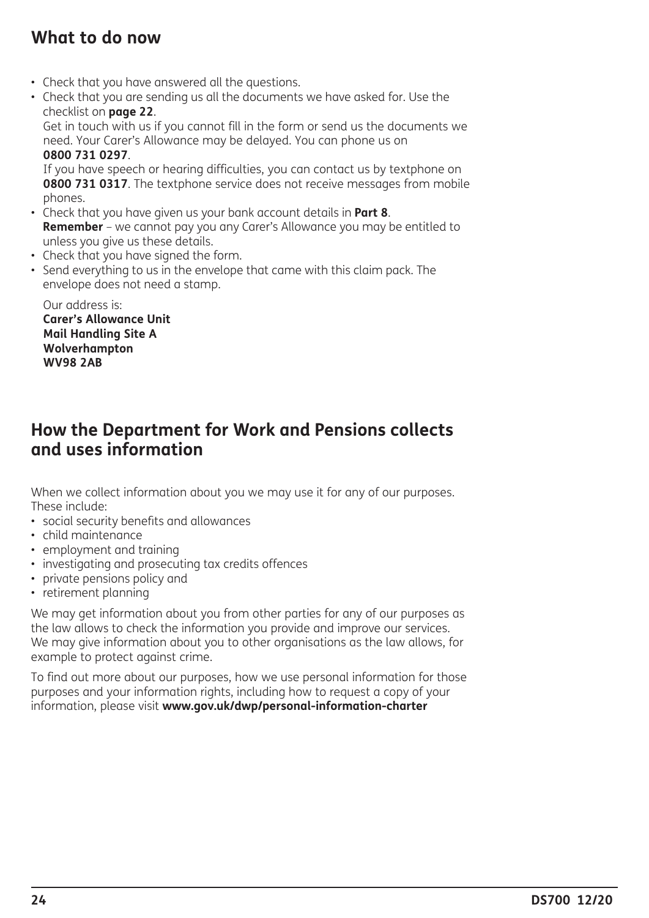## What to do now

- Check that you have answered all the questions.
- Check that you are sending us all the documents we have asked for. Use the checklist on **page 22**.
  Get in touch with us if you cannot fill in the form or send us the documents we need. Your Carer's Allowance may be delayed. You can phone us on **0800 731 0297**.
  If you have speech or hearing difficulties, you can contact us by textphone on **0800 731 0317**. The textphone service does not receive messages from mobile phones.
- Check that you have given us your bank account details in **Part 8**.
  **Remember** – we cannot pay you any Carer's Allowance you may be entitled to unless you give us these details.
- Check that you have signed the form.
- Send everything to us in the envelope that came with this claim pack. The envelope does not need a stamp.

  Our address is:
  **Carer's Allowance Unit**
  **Mail Handling Site A**
  **Wolverhampton**
  **WV98 2AB**

## How the Department for Work and Pensions collects and uses information

When we collect information about you we may use it for any of our purposes. These include:

- social security benefits and allowances
- child maintenance
- employment and training
- investigating and prosecuting tax credits offences
- private pensions policy and
- retirement planning

We may get information about you from other parties for any of our purposes as the law allows to check the information you provide and improve our services. We may give information about you to other organisations as the law allows, for example to protect against crime.

To find out more about our purposes, how we use personal information for those purposes and your information rights, including how to request a copy of your information, please visit **www.gov.uk/dwp/personal-information-charter**

DS700 12/20